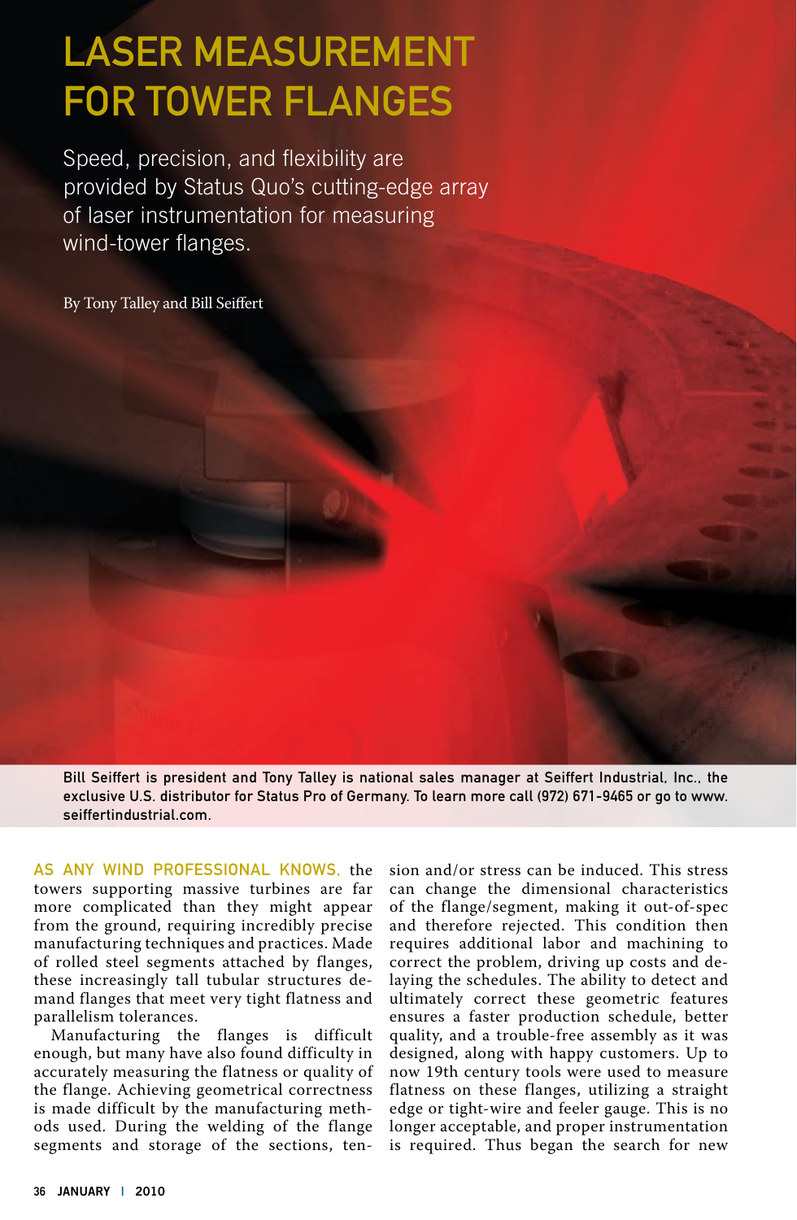# LASER MEASUREMENT FOR TOWER FLANGES

Speed, precision, and flexibility are provided by Status Quo's cutting-edge array of laser instrumentation for measuring wind-tower flanges.

By Tony Talley and Bill Seiffert

Bill Seiffert is president and Tony Talley is national sales manager at Seiffert Industrial, Inc., the exclusive U.S. distributor for Status Pro of Germany. To learn more call (972) 671-9465 or go to www.seiffertindustrial.com.

AS ANY WIND PROFESSIONAL KNOWS, the towers supporting massive turbines are far more complicated than they might appear from the ground, requiring incredibly precise manufacturing techniques and practices. Made of rolled steel segments attached by flanges, these increasingly tall tubular structures demand flanges that meet very tight flatness and parallelism tolerances.

Manufacturing the flanges is difficult enough, but many have also found difficulty in accurately measuring the flatness or quality of the flange. Achieving geometrical correctness is made difficult by the manufacturing methods used. During the welding of the flange segments and storage of the sections, tension and/or stress can be induced. This stress can change the dimensional characteristics of the flange/segment, making it out-of-spec and therefore rejected. This condition then requires additional labor and machining to correct the problem, driving up costs and delaying the schedules. The ability to detect and ultimately correct these geometric features ensures a faster production schedule, better quality, and a trouble-free assembly as it was designed, along with happy customers. Up to now 19th century tools were used to measure flatness on these flanges, utilizing a straight edge or tight-wire and feeler gauge. This is no longer acceptable, and proper instrumentation is required. Thus began the search for new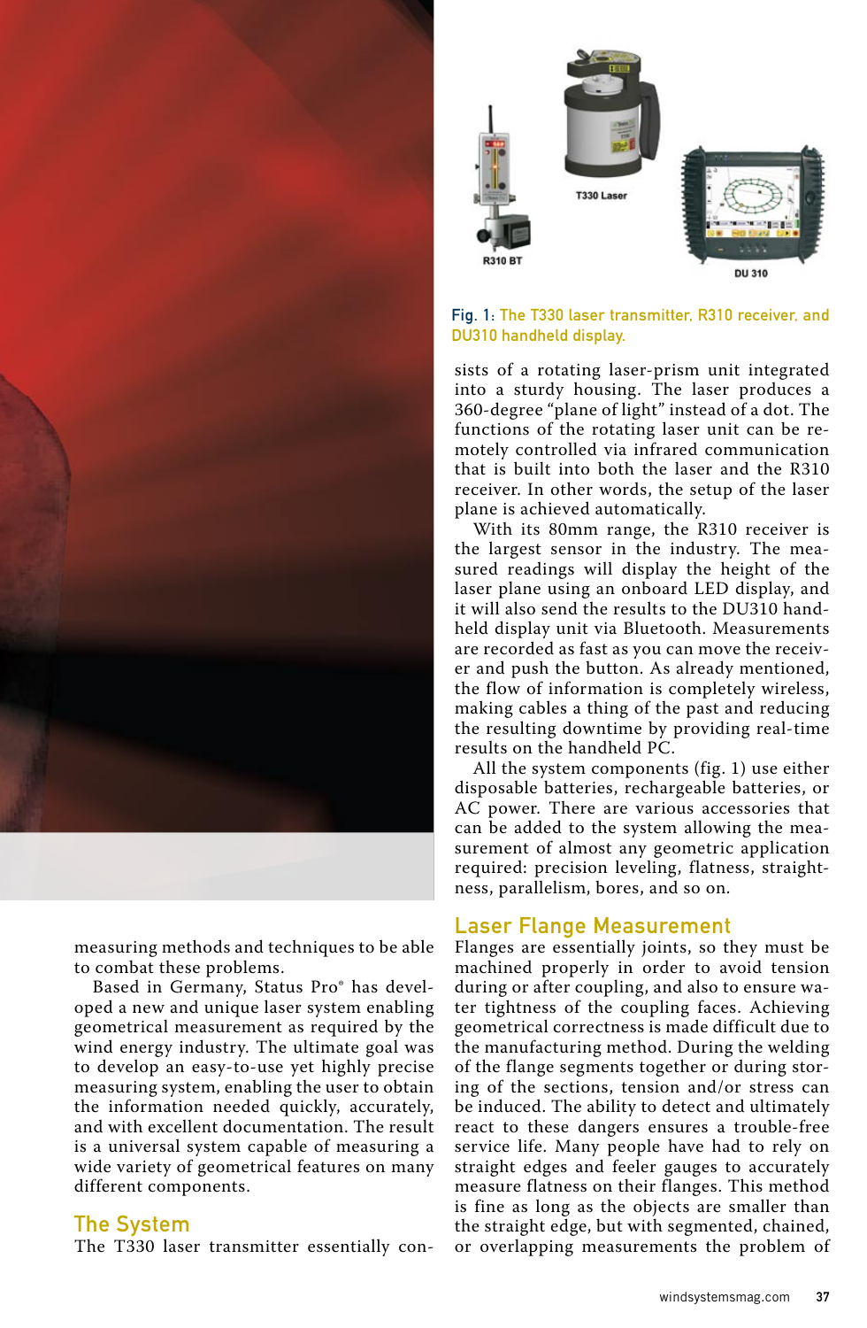measuring methods and techniques to be able to combat these problems.

Based in Germany, Status Pro® has developed a new and unique laser system enabling geometrical measurement as required by the wind energy industry. The ultimate goal was to develop an easy-to-use yet highly precise measuring system, enabling the user to obtain the information needed quickly, accurately, and with excellent documentation. The result is a universal system capable of measuring a wide variety of geometrical features on many different components.

## The System

The T330 laser transmitter essentially consists of a rotating laser-prism unit integrated into a sturdy housing. The laser produces a 360-degree "plane of light" instead of a dot. The functions of the rotating laser unit can be remotely controlled via infrared communication that is built into both the laser and the R310 receiver. In other words, the setup of the laser plane is achieved automatically.

With its 80mm range, the R310 receiver is the largest sensor in the industry. The measured readings will display the height of the laser plane using an onboard LED display, and it will also send the results to the DU310 handheld display unit via Bluetooth. Measurements are recorded as fast as you can move the receiver and push the button. As already mentioned, the flow of information is completely wireless, making cables a thing of the past and reducing the resulting downtime by providing real-time results on the handheld PC.

All the system components (fig. 1) use either disposable batteries, rechargeable batteries, or AC power. There are various accessories that can be added to the system allowing the measurement of almost any geometric application required: precision leveling, flatness, straightness, parallelism, bores, and so on.

R310 BT

T330 Laser

DU 310

Fig. 1: The T330 laser transmitter, R310 receiver, and DU310 handheld display.

## Laser Flange Measurement

Flanges are essentially joints, so they must be machined properly in order to avoid tension during or after coupling, and also to ensure water tightness of the coupling faces. Achieving geometrical correctness is made difficult due to the manufacturing method. During the welding of the flange segments together or during storing of the sections, tension and/or stress can be induced. The ability to detect and ultimately react to these dangers ensures a trouble-free service life. Many people have had to rely on straight edges and feeler gauges to accurately measure flatness on their flanges. This method is fine as long as the objects are smaller than the straight edge, but with segmented, chained, or overlapping measurements the problem of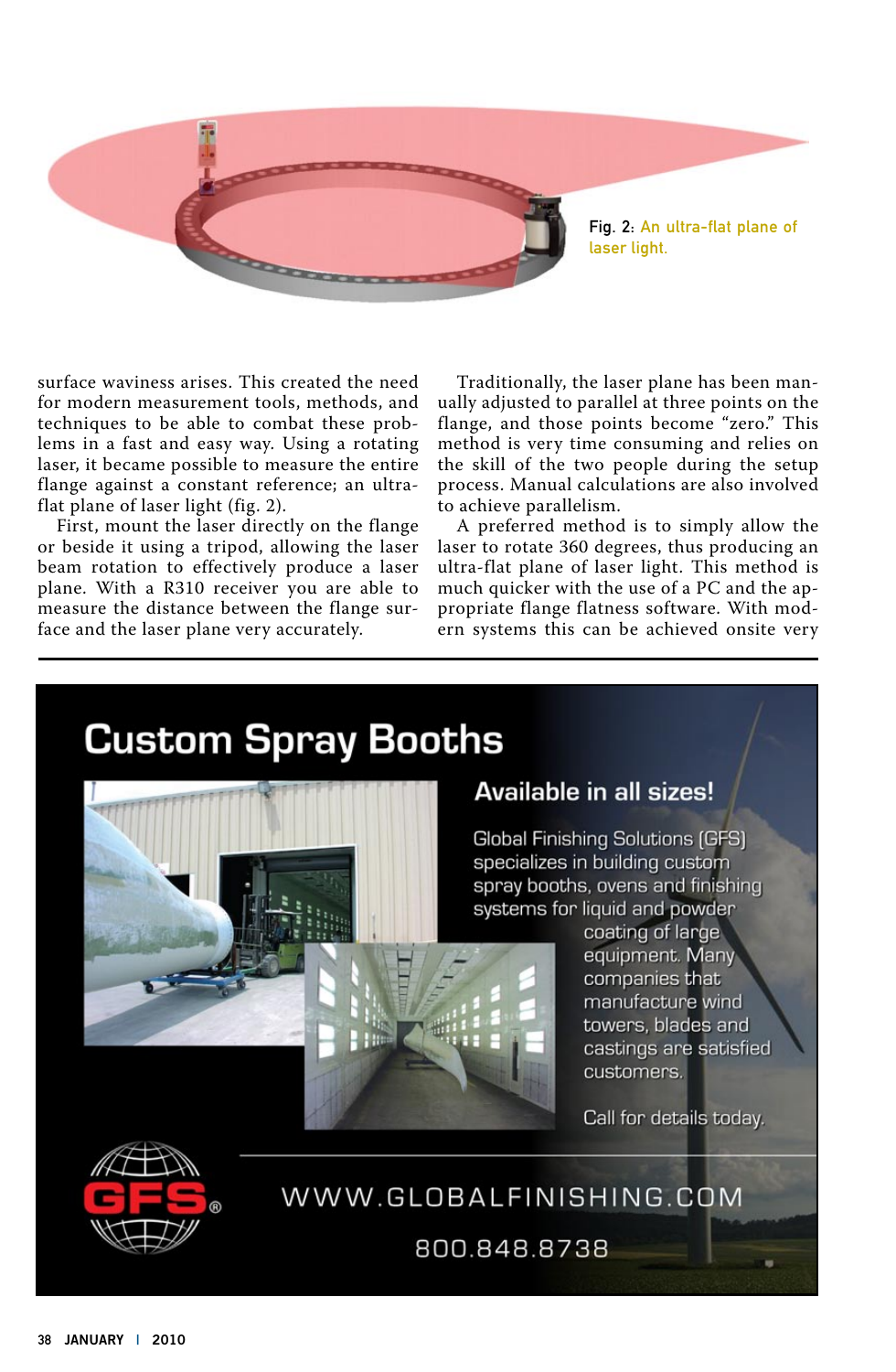Fig. 2: An ultra-flat plane of laser light.

surface waviness arises. This created the need for modern measurement tools, methods, and techniques to be able to combat these problems in a fast and easy way. Using a rotating laser, it became possible to measure the entire flange against a constant reference; an ultra-flat plane of laser light (fig. 2).

First, mount the laser directly on the flange or beside it using a tripod, allowing the laser beam rotation to effectively produce a laser plane. With a R310 receiver you are able to measure the distance between the flange surface and the laser plane very accurately.

Traditionally, the laser plane has been manually adjusted to parallel at three points on the flange, and those points become "zero." This method is very time consuming and relies on the skill of the two people during the setup process. Manual calculations are also involved to achieve parallelism.

A preferred method is to simply allow the laser to rotate 360 degrees, thus producing an ultra-flat plane of laser light. This method is much quicker with the use of a PC and the appropriate flange flatness software. With modern systems this can be achieved onsite very

# Custom Spray Booths

## Available in all sizes!

Global Finishing Solutions (GFS) specializes in building custom spray booths, ovens and finishing systems for liquid and powder coating of large equipment. Many companies that manufacture wind towers, blades and castings are satisfied customers.

Call for details today.

GFS®

WWW.GLOBALFINISHING.COM

800.848.8738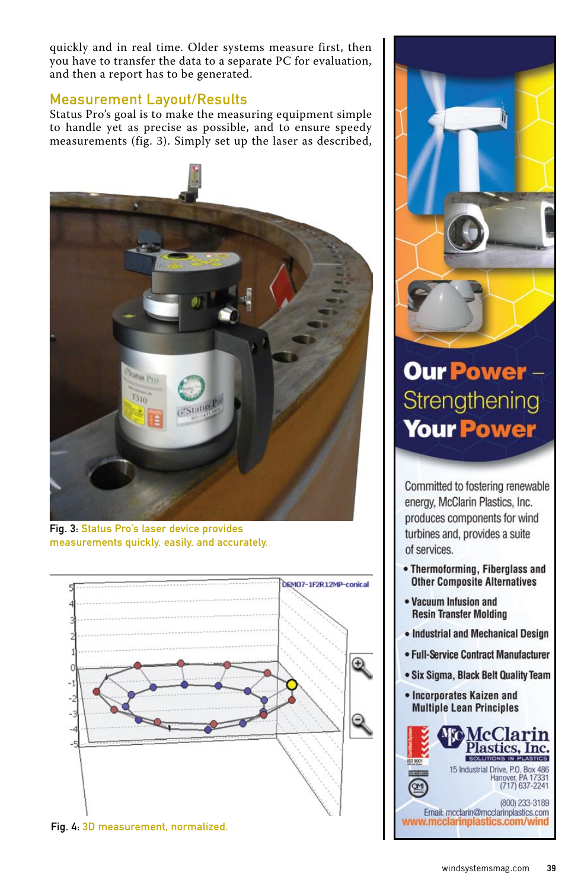quickly and in real time. Older systems measure first, then you have to transfer the data to a separate PC for evaluation, and then a report has to be generated.

## Measurement Layout/Results

Status Pro's goal is to make the measuring equipment simple to handle yet as precise as possible, and to ensure speedy measurements (fig. 3). Simply set up the laser as described,

Fig. 3: Status Pro's laser device provides measurements quickly, easily, and accurately.

Fig. 4: 3D measurement, normalized.

**Our Power – Strengthening Your Power**

Committed to fostering renewable energy, McClarin Plastics, Inc. produces components for wind turbines and, provides a suite of services.

- **Thermoforming, Fiberglass and Other Composite Alternatives**
- **Vacuum Infusion and Resin Transfer Molding**
- **Industrial and Mechanical Design**
- **Full-Service Contract Manufacturer**
- **Six Sigma, Black Belt Quality Team**
- **Incorporates Kaizen and Multiple Lean Principles**

**McClarin Plastics, Inc.**
SOLUTIONS IN PLASTICS

15 Industrial Drive, P.O. Box 486
Hanover, PA 17331
(717) 637-2241

(800) 233-3189
Email: mcclarin@mcclarinplastics.com
www.mcclarinplastics.com/wind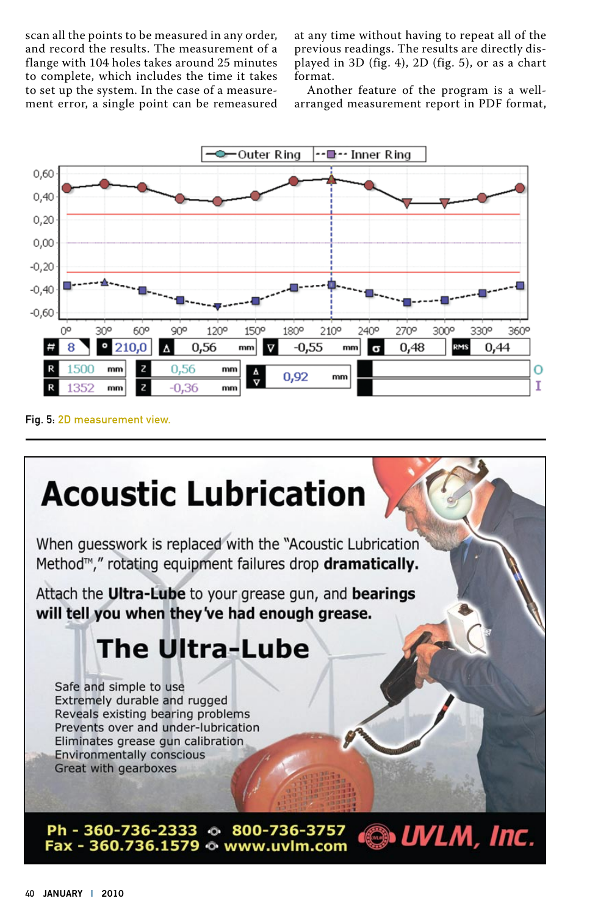scan all the points to be measured in any order, and record the results. The measurement of a flange with 104 holes takes around 25 minutes to complete, which includes the time it takes to set up the system. In the case of a measurement error, a single point can be remeasured at any time without having to repeat all of the previous readings. The results are directly displayed in 3D (fig. 4), 2D (fig. 5), or as a chart format.

Another feature of the program is a well-arranged measurement report in PDF format,

Fig. 5: 2D measurement view.

# Acoustic Lubrication

When guesswork is replaced with the "Acoustic Lubrication Method™," rotating equipment failures drop **dramatically.**

Attach the **Ultra-Lube** to your grease gun, and **bearings will tell you when they've had enough grease.**

## The Ultra-Lube

- Safe and simple to use
- Extremely durable and rugged
- Reveals existing bearing problems
- Prevents over and under-lubrication
- Eliminates grease gun calibration
- Environmentally conscious
- Great with gearboxes

**Ph - 360-736-2333 • 800-736-3757**
**Fax - 360.736.1579 • www.uvlm.com**

**UVLM, Inc.**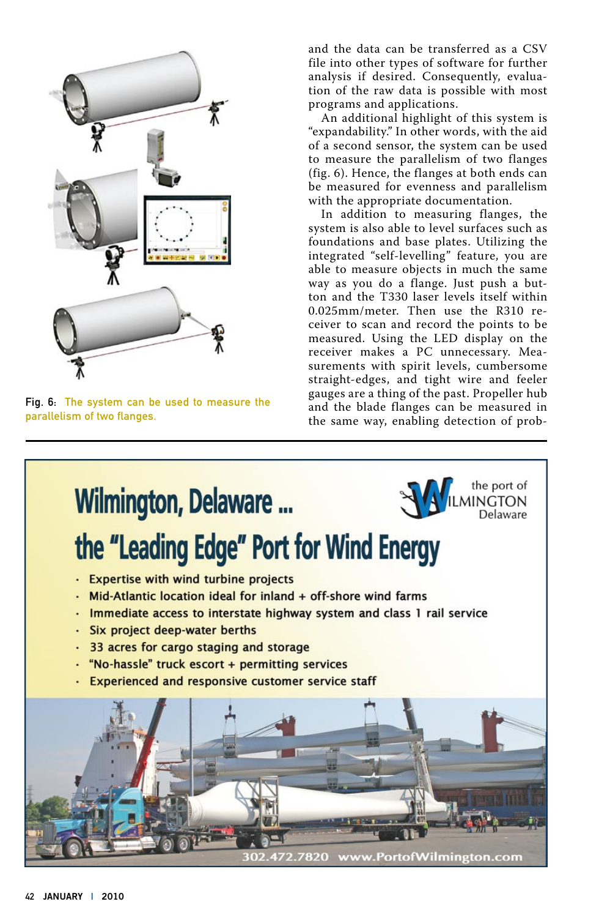Fig. 6: The system can be used to measure the parallelism of two flanges.

and the data can be transferred as a CSV file into other types of software for further analysis if desired. Consequently, evaluation of the raw data is possible with most programs and applications.

An additional highlight of this system is "expandability." In other words, with the aid of a second sensor, the system can be used to measure the parallelism of two flanges (fig. 6). Hence, the flanges at both ends can be measured for evenness and parallelism with the appropriate documentation.

In addition to measuring flanges, the system is also able to level surfaces such as foundations and base plates. Utilizing the integrated "self-levelling" feature, you are able to measure objects in much the same way as you do a flange. Just push a button and the T330 laser levels itself within 0.025mm/meter. Then use the R310 receiver to scan and record the points to be measured. Using the LED display on the receiver makes a PC unnecessary. Measurements with spirit levels, cumbersome straight-edges, and tight wire and feeler gauges are a thing of the past. Propeller hub and the blade flanges can be measured in the same way, enabling detection of prob-

# Wilmington, Delaware ...

# the "Leading Edge" Port for Wind Energy

the port of WILMINGTON Delaware

- Expertise with wind turbine projects
- Mid-Atlantic location ideal for inland + off-shore wind farms
- Immediate access to interstate highway system and class 1 rail service
- Six project deep-water berths
- 33 acres for cargo staging and storage
- "No-hassle" truck escort + permitting services
- Experienced and responsive customer service staff

302.472.7820 www.PortofWilmington.com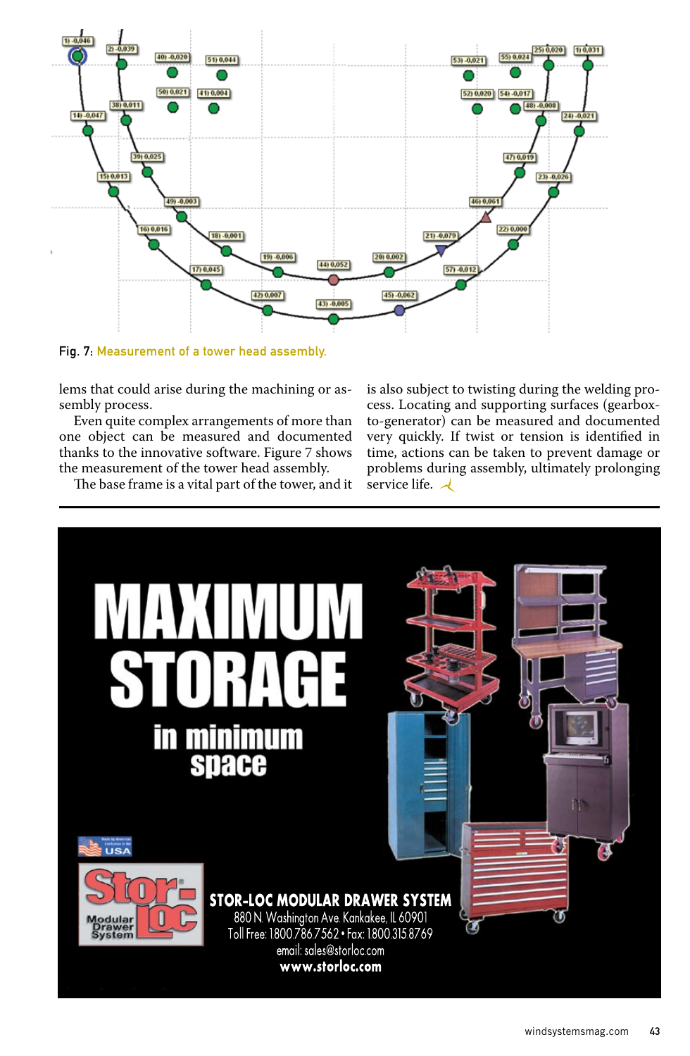1) -0,046
2) -0,039
40) -0,020
51) 0,044
50) 0,021
41) 0,004
38) 0,011
14) -0,047
39) 0,025
15) 0,013
49) -0,003
16) 0,016
18) -0,001
17) 0,045
19) -0,006
44) 0,052
42) 0,007
43) -0,005
20) 0,002
45) -0,062
21) -0,079
57) -0,012
46) 0,061
22) 0,000
47) 0,019
23) -0,026
48) -0,008
24) -0,021
52) 0,020
54) -0,017
53) -0,021
55) 0,024
25) 0,020
1) 0,031

Fig. 7: Measurement of a tower head assembly.

lems that could arise during the machining or assembly process.

Even quite complex arrangements of more than one object can be measured and documented thanks to the innovative software. Figure 7 shows the measurement of the tower head assembly.

The base frame is a vital part of the tower, and it is also subject to twisting during the welding process. Locating and supporting surfaces (gearbox-to-generator) can be measured and documented very quickly. If twist or tension is identified in time, actions can be taken to prevent damage or problems during assembly, ultimately prolonging service life.

---

MAXIMUM STORAGE in minimum space

Made by American Craftsmen in the USA

Stor-Loc® Modular Drawer System

STOR-LOC MODULAR DRAWER SYSTEM
880 N. Washington Ave. Kankakee, IL 60901
Toll Free: 1.800.786.7562 • Fax: 1.800.315.8769
email: sales@storloc.com
www.storloc.com